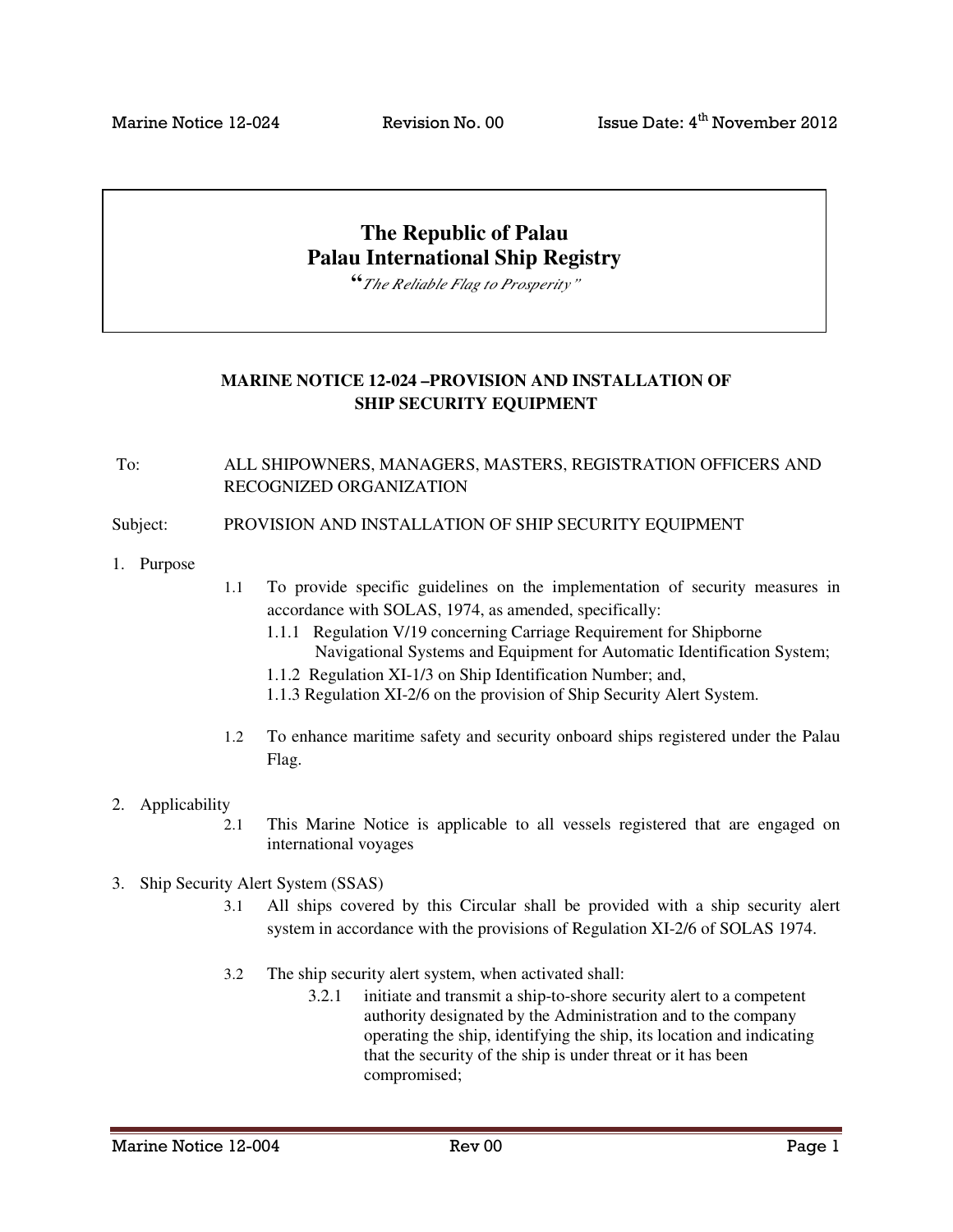Marine Notice 12-024    Revision No. 00    Issue Date: 4th November 2012

# The Republic of Palau
# Palau International Ship Registry

*"The Reliable Flag to Prosperity"*

## MARINE NOTICE 12-024 –PROVISION AND INSTALLATION OF SHIP SECURITY EQUIPMENT

To: ALL SHIPOWNERS, MANAGERS, MASTERS, REGISTRATION OFFICERS AND RECOGNIZED ORGANIZATION

Subject: PROVISION AND INSTALLATION OF SHIP SECURITY EQUIPMENT

1. Purpose

   1.1 To provide specific guidelines on the implementation of security measures in accordance with SOLAS, 1974, as amended, specifically:

   1.1.1 Regulation V/19 concerning Carriage Requirement for Shipborne Navigational Systems and Equipment for Automatic Identification System;

   1.1.2 Regulation XI-1/3 on Ship Identification Number; and,

   1.1.3 Regulation XI-2/6 on the provision of Ship Security Alert System.

   1.2 To enhance maritime safety and security onboard ships registered under the Palau Flag.

2. Applicability

   2.1 This Marine Notice is applicable to all vessels registered that are engaged on international voyages

3. Ship Security Alert System (SSAS)

   3.1 All ships covered by this Circular shall be provided with a ship security alert system in accordance with the provisions of Regulation XI-2/6 of SOLAS 1974.

   3.2 The ship security alert system, when activated shall:

   3.2.1 initiate and transmit a ship-to-shore security alert to a competent authority designated by the Administration and to the company operating the ship, identifying the ship, its location and indicating that the security of the ship is under threat or it has been compromised;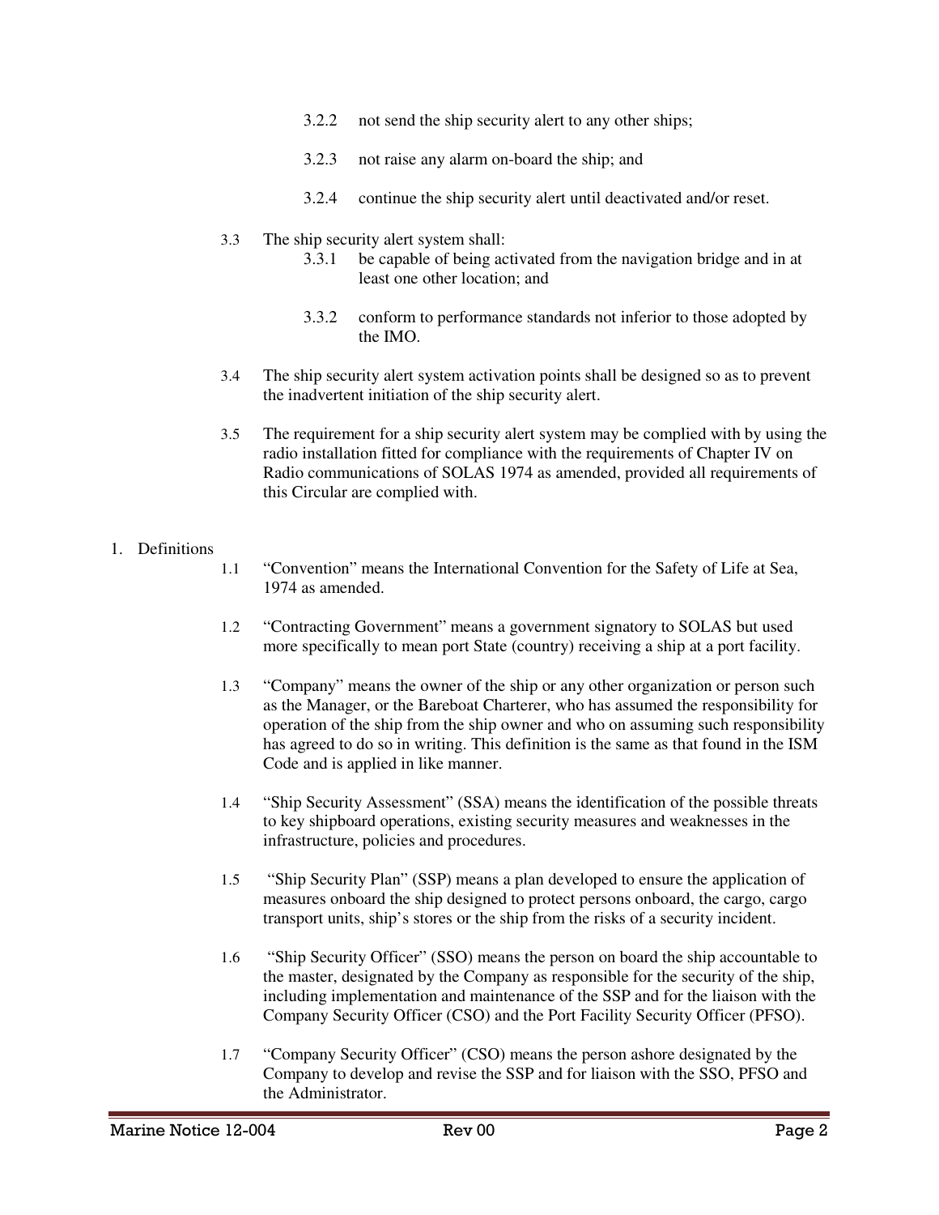3.2.2 not send the ship security alert to any other ships;

3.2.3 not raise any alarm on-board the ship; and

3.2.4 continue the ship security alert until deactivated and/or reset.

3.3 The ship security alert system shall:

3.3.1 be capable of being activated from the navigation bridge and in at least one other location; and

3.3.2 conform to performance standards not inferior to those adopted by the IMO.

3.4 The ship security alert system activation points shall be designed so as to prevent the inadvertent initiation of the ship security alert.

3.5 The requirement for a ship security alert system may be complied with by using the radio installation fitted for compliance with the requirements of Chapter IV on Radio communications of SOLAS 1974 as amended, provided all requirements of this Circular are complied with.

1. Definitions

1.1 "Convention" means the International Convention for the Safety of Life at Sea, 1974 as amended.

1.2 "Contracting Government" means a government signatory to SOLAS but used more specifically to mean port State (country) receiving a ship at a port facility.

1.3 "Company" means the owner of the ship or any other organization or person such as the Manager, or the Bareboat Charterer, who has assumed the responsibility for operation of the ship from the ship owner and who on assuming such responsibility has agreed to do so in writing. This definition is the same as that found in the ISM Code and is applied in like manner.

1.4 "Ship Security Assessment" (SSA) means the identification of the possible threats to key shipboard operations, existing security measures and weaknesses in the infrastructure, policies and procedures.

1.5 "Ship Security Plan" (SSP) means a plan developed to ensure the application of measures onboard the ship designed to protect persons onboard, the cargo, cargo transport units, ship's stores or the ship from the risks of a security incident.

1.6 "Ship Security Officer" (SSO) means the person on board the ship accountable to the master, designated by the Company as responsible for the security of the ship, including implementation and maintenance of the SSP and for the liaison with the Company Security Officer (CSO) and the Port Facility Security Officer (PFSO).

1.7 "Company Security Officer" (CSO) means the person ashore designated by the Company to develop and revise the SSP and for liaison with the SSO, PFSO and the Administrator.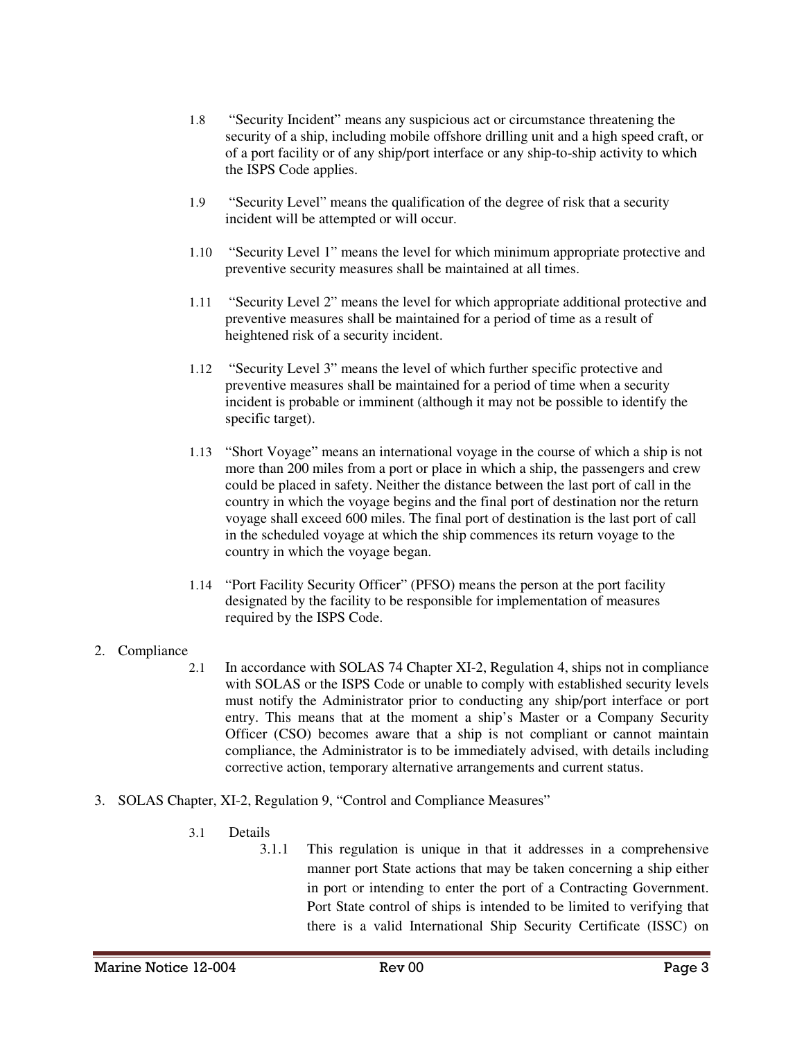1.8 "Security Incident" means any suspicious act or circumstance threatening the security of a ship, including mobile offshore drilling unit and a high speed craft, or of a port facility or of any ship/port interface or any ship-to-ship activity to which the ISPS Code applies.

1.9 "Security Level" means the qualification of the degree of risk that a security incident will be attempted or will occur.

1.10 "Security Level 1" means the level for which minimum appropriate protective and preventive security measures shall be maintained at all times.

1.11 "Security Level 2" means the level for which appropriate additional protective and preventive measures shall be maintained for a period of time as a result of heightened risk of a security incident.

1.12 "Security Level 3" means the level of which further specific protective and preventive measures shall be maintained for a period of time when a security incident is probable or imminent (although it may not be possible to identify the specific target).

1.13 "Short Voyage" means an international voyage in the course of which a ship is not more than 200 miles from a port or place in which a ship, the passengers and crew could be placed in safety. Neither the distance between the last port of call in the country in which the voyage begins and the final port of destination nor the return voyage shall exceed 600 miles. The final port of destination is the last port of call in the scheduled voyage at which the ship commences its return voyage to the country in which the voyage began.

1.14 "Port Facility Security Officer" (PFSO) means the person at the port facility designated by the facility to be responsible for implementation of measures required by the ISPS Code.

2. Compliance

2.1 In accordance with SOLAS 74 Chapter XI-2, Regulation 4, ships not in compliance with SOLAS or the ISPS Code or unable to comply with established security levels must notify the Administrator prior to conducting any ship/port interface or port entry. This means that at the moment a ship's Master or a Company Security Officer (CSO) becomes aware that a ship is not compliant or cannot maintain compliance, the Administrator is to be immediately advised, with details including corrective action, temporary alternative arrangements and current status.

3. SOLAS Chapter, XI-2, Regulation 9, "Control and Compliance Measures"

3.1 Details

3.1.1 This regulation is unique in that it addresses in a comprehensive manner port State actions that may be taken concerning a ship either in port or intending to enter the port of a Contracting Government. Port State control of ships is intended to be limited to verifying that there is a valid International Ship Security Certificate (ISSC) on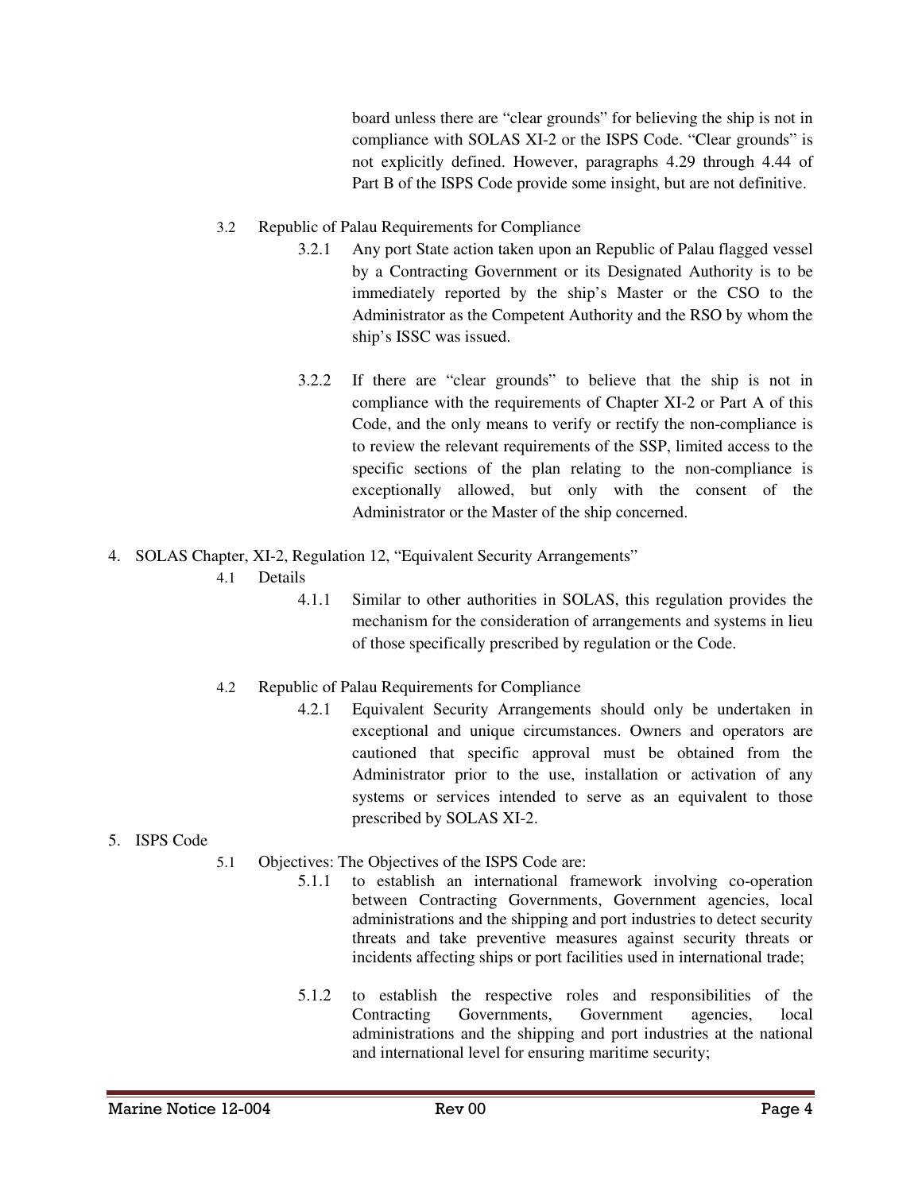board unless there are “clear grounds” for believing the ship is not in compliance with SOLAS XI-2 or the ISPS Code. “Clear grounds” is not explicitly defined. However, paragraphs 4.29 through 4.44 of Part B of the ISPS Code provide some insight, but are not definitive.

3.2 Republic of Palau Requirements for Compliance

3.2.1 Any port State action taken upon an Republic of Palau flagged vessel by a Contracting Government or its Designated Authority is to be immediately reported by the ship’s Master or the CSO to the Administrator as the Competent Authority and the RSO by whom the ship’s ISSC was issued.

3.2.2 If there are “clear grounds” to believe that the ship is not in compliance with the requirements of Chapter XI-2 or Part A of this Code, and the only means to verify or rectify the non-compliance is to review the relevant requirements of the SSP, limited access to the specific sections of the plan relating to the non-compliance is exceptionally allowed, but only with the consent of the Administrator or the Master of the ship concerned.

4. SOLAS Chapter, XI-2, Regulation 12, “Equivalent Security Arrangements”

4.1 Details

4.1.1 Similar to other authorities in SOLAS, this regulation provides the mechanism for the consideration of arrangements and systems in lieu of those specifically prescribed by regulation or the Code.

4.2 Republic of Palau Requirements for Compliance

4.2.1 Equivalent Security Arrangements should only be undertaken in exceptional and unique circumstances. Owners and operators are cautioned that specific approval must be obtained from the Administrator prior to the use, installation or activation of any systems or services intended to serve as an equivalent to those prescribed by SOLAS XI-2.

5. ISPS Code

5.1 Objectives: The Objectives of the ISPS Code are:

5.1.1 to establish an international framework involving co-operation between Contracting Governments, Government agencies, local administrations and the shipping and port industries to detect security threats and take preventive measures against security threats or incidents affecting ships or port facilities used in international trade;

5.1.2 to establish the respective roles and responsibilities of the Contracting Governments, Government agencies, local administrations and the shipping and port industries at the national and international level for ensuring maritime security;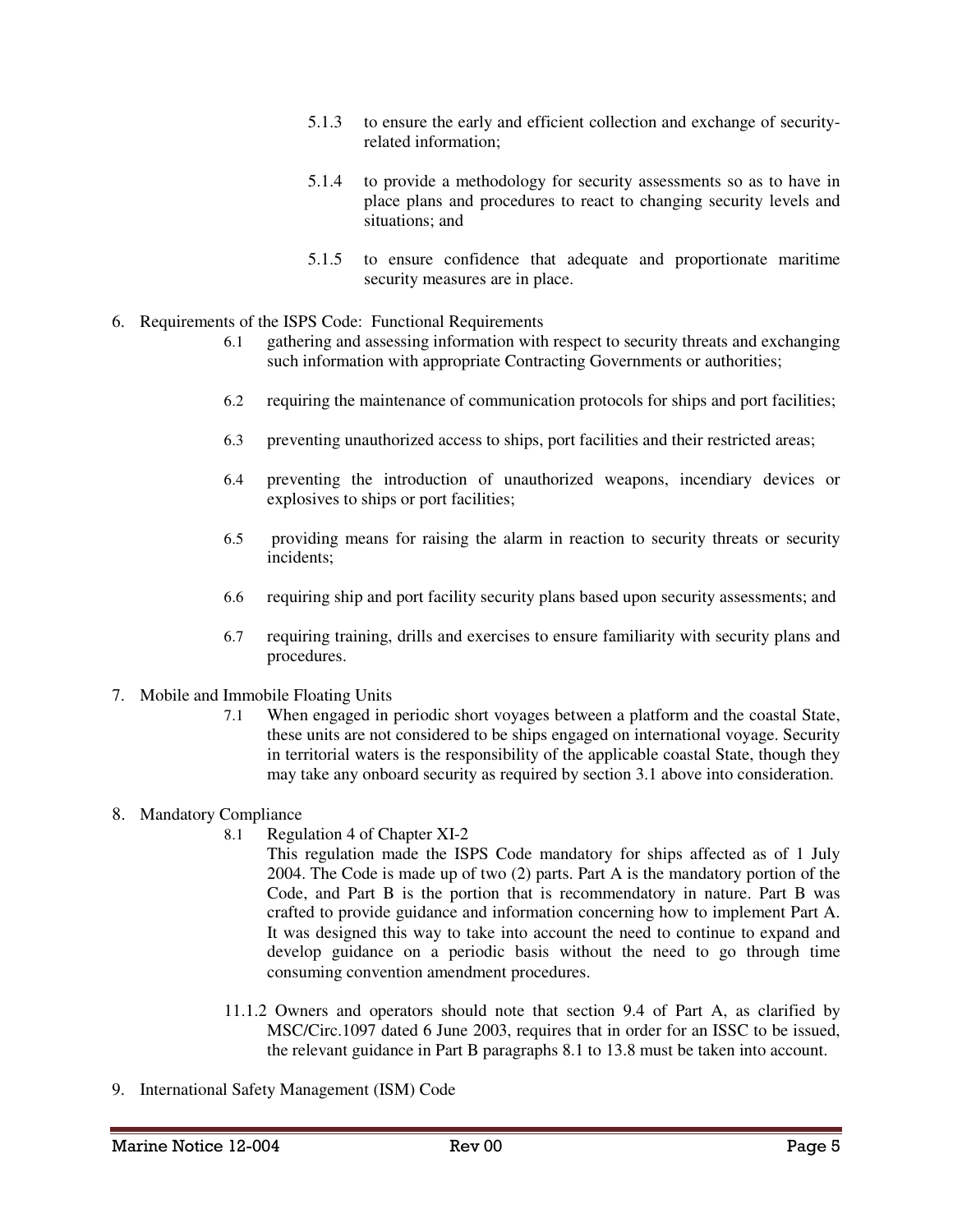5.1.3 to ensure the early and efficient collection and exchange of security-related information;

5.1.4 to provide a methodology for security assessments so as to have in place plans and procedures to react to changing security levels and situations; and

5.1.5 to ensure confidence that adequate and proportionate maritime security measures are in place.

6. Requirements of the ISPS Code: Functional Requirements

   6.1 gathering and assessing information with respect to security threats and exchanging such information with appropriate Contracting Governments or authorities;

   6.2 requiring the maintenance of communication protocols for ships and port facilities;

   6.3 preventing unauthorized access to ships, port facilities and their restricted areas;

   6.4 preventing the introduction of unauthorized weapons, incendiary devices or explosives to ships or port facilities;

   6.5 providing means for raising the alarm in reaction to security threats or security incidents;

   6.6 requiring ship and port facility security plans based upon security assessments; and

   6.7 requiring training, drills and exercises to ensure familiarity with security plans and procedures.

7. Mobile and Immobile Floating Units

   7.1 When engaged in periodic short voyages between a platform and the coastal State, these units are not considered to be ships engaged on international voyage. Security in territorial waters is the responsibility of the applicable coastal State, though they may take any onboard security as required by section 3.1 above into consideration.

8. Mandatory Compliance

   8.1 Regulation 4 of Chapter XI-2

   This regulation made the ISPS Code mandatory for ships affected as of 1 July 2004. The Code is made up of two (2) parts. Part A is the mandatory portion of the Code, and Part B is the portion that is recommendatory in nature. Part B was crafted to provide guidance and information concerning how to implement Part A. It was designed this way to take into account the need to continue to expand and develop guidance on a periodic basis without the need to go through time consuming convention amendment procedures.

   11.1.2 Owners and operators should note that section 9.4 of Part A, as clarified by MSC/Circ.1097 dated 6 June 2003, requires that in order for an ISSC to be issued, the relevant guidance in Part B paragraphs 8.1 to 13.8 must be taken into account.

9. International Safety Management (ISM) Code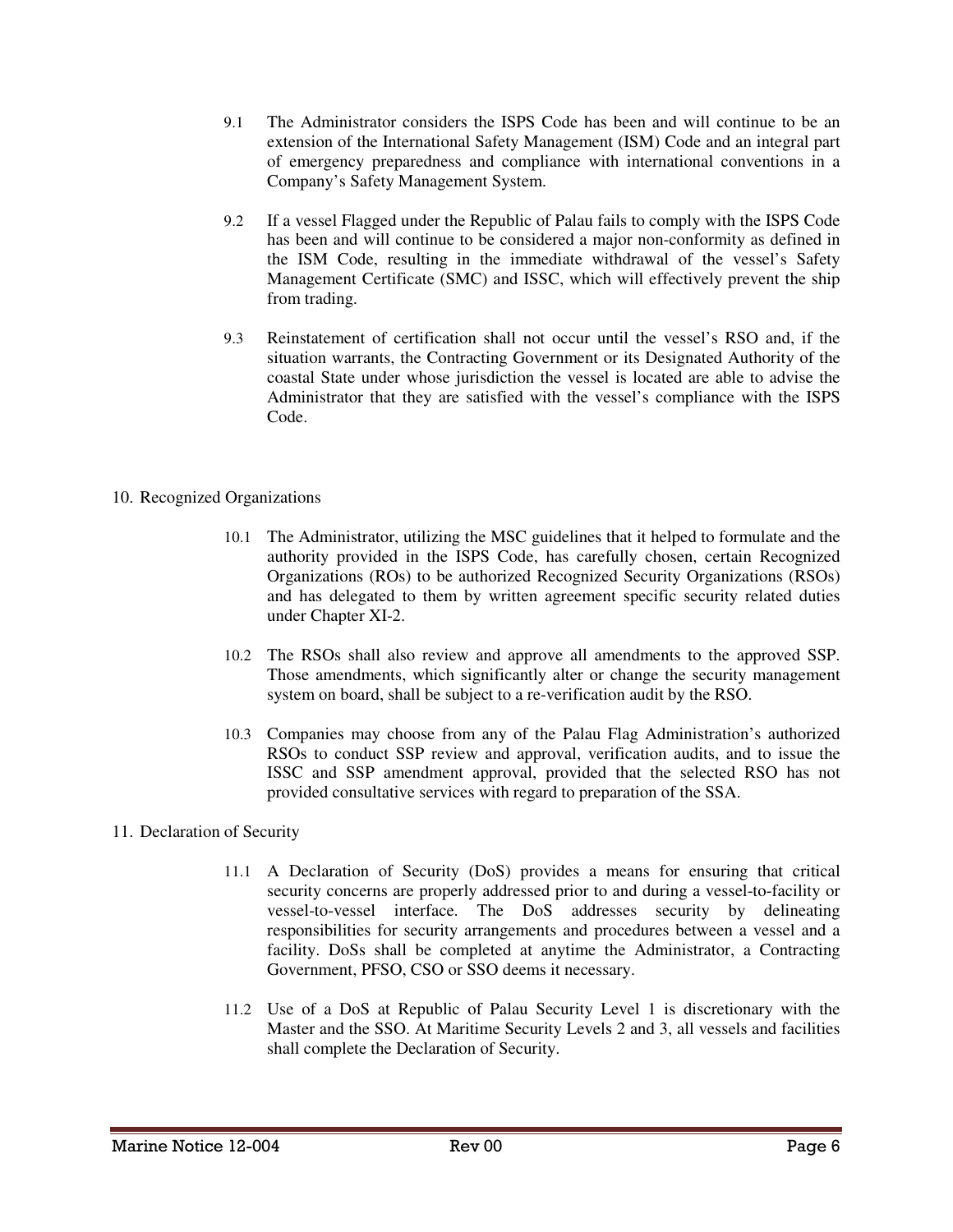9.1 The Administrator considers the ISPS Code has been and will continue to be an extension of the International Safety Management (ISM) Code and an integral part of emergency preparedness and compliance with international conventions in a Company's Safety Management System.

9.2 If a vessel Flagged under the Republic of Palau fails to comply with the ISPS Code has been and will continue to be considered a major non-conformity as defined in the ISM Code, resulting in the immediate withdrawal of the vessel's Safety Management Certificate (SMC) and ISSC, which will effectively prevent the ship from trading.

9.3 Reinstatement of certification shall not occur until the vessel's RSO and, if the situation warrants, the Contracting Government or its Designated Authority of the coastal State under whose jurisdiction the vessel is located are able to advise the Administrator that they are satisfied with the vessel's compliance with the ISPS Code.

## 10. Recognized Organizations

10.1 The Administrator, utilizing the MSC guidelines that it helped to formulate and the authority provided in the ISPS Code, has carefully chosen, certain Recognized Organizations (ROs) to be authorized Recognized Security Organizations (RSOs) and has delegated to them by written agreement specific security related duties under Chapter XI-2.

10.2 The RSOs shall also review and approve all amendments to the approved SSP. Those amendments, which significantly alter or change the security management system on board, shall be subject to a re-verification audit by the RSO.

10.3 Companies may choose from any of the Palau Flag Administration's authorized RSOs to conduct SSP review and approval, verification audits, and to issue the ISSC and SSP amendment approval, provided that the selected RSO has not provided consultative services with regard to preparation of the SSA.

## 11. Declaration of Security

11.1 A Declaration of Security (DoS) provides a means for ensuring that critical security concerns are properly addressed prior to and during a vessel-to-facility or vessel-to-vessel interface. The DoS addresses security by delineating responsibilities for security arrangements and procedures between a vessel and a facility. DoSs shall be completed at anytime the Administrator, a Contracting Government, PFSO, CSO or SSO deems it necessary.

11.2 Use of a DoS at Republic of Palau Security Level 1 is discretionary with the Master and the SSO. At Maritime Security Levels 2 and 3, all vessels and facilities shall complete the Declaration of Security.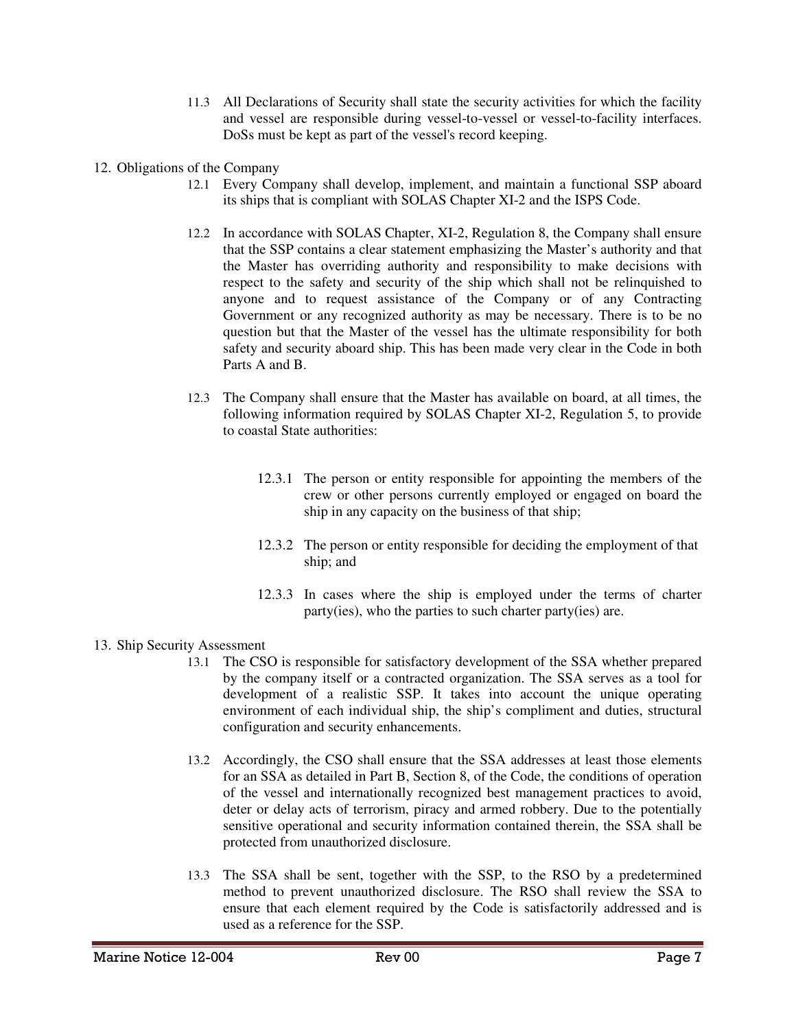11.3 All Declarations of Security shall state the security activities for which the facility and vessel are responsible during vessel-to-vessel or vessel-to-facility interfaces. DoSs must be kept as part of the vessel's record keeping.

12. Obligations of the Company

12.1 Every Company shall develop, implement, and maintain a functional SSP aboard its ships that is compliant with SOLAS Chapter XI-2 and the ISPS Code.

12.2 In accordance with SOLAS Chapter, XI-2, Regulation 8, the Company shall ensure that the SSP contains a clear statement emphasizing the Master's authority and that the Master has overriding authority and responsibility to make decisions with respect to the safety and security of the ship which shall not be relinquished to anyone and to request assistance of the Company or of any Contracting Government or any recognized authority as may be necessary. There is to be no question but that the Master of the vessel has the ultimate responsibility for both safety and security aboard ship. This has been made very clear in the Code in both Parts A and B.

12.3 The Company shall ensure that the Master has available on board, at all times, the following information required by SOLAS Chapter XI-2, Regulation 5, to provide to coastal State authorities:

12.3.1 The person or entity responsible for appointing the members of the crew or other persons currently employed or engaged on board the ship in any capacity on the business of that ship;

12.3.2 The person or entity responsible for deciding the employment of that ship; and

12.3.3 In cases where the ship is employed under the terms of charter party(ies), who the parties to such charter party(ies) are.

13. Ship Security Assessment

13.1 The CSO is responsible for satisfactory development of the SSA whether prepared by the company itself or a contracted organization. The SSA serves as a tool for development of a realistic SSP. It takes into account the unique operating environment of each individual ship, the ship's compliment and duties, structural configuration and security enhancements.

13.2 Accordingly, the CSO shall ensure that the SSA addresses at least those elements for an SSA as detailed in Part B, Section 8, of the Code, the conditions of operation of the vessel and internationally recognized best management practices to avoid, deter or delay acts of terrorism, piracy and armed robbery. Due to the potentially sensitive operational and security information contained therein, the SSA shall be protected from unauthorized disclosure.

13.3 The SSA shall be sent, together with the SSP, to the RSO by a predetermined method to prevent unauthorized disclosure. The RSO shall review the SSA to ensure that each element required by the Code is satisfactorily addressed and is used as a reference for the SSP.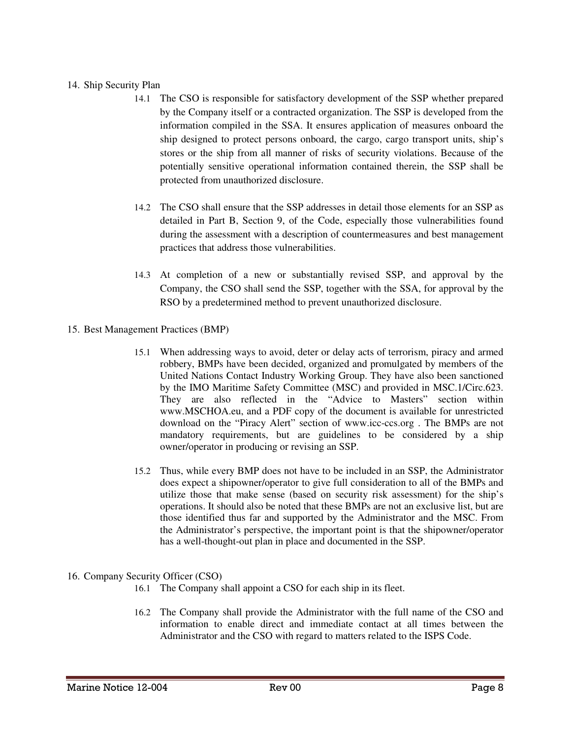## 14. Ship Security Plan

14.1 The CSO is responsible for satisfactory development of the SSP whether prepared by the Company itself or a contracted organization. The SSP is developed from the information compiled in the SSA. It ensures application of measures onboard the ship designed to protect persons onboard, the cargo, cargo transport units, ship's stores or the ship from all manner of risks of security violations. Because of the potentially sensitive operational information contained therein, the SSP shall be protected from unauthorized disclosure.

14.2 The CSO shall ensure that the SSP addresses in detail those elements for an SSP as detailed in Part B, Section 9, of the Code, especially those vulnerabilities found during the assessment with a description of countermeasures and best management practices that address those vulnerabilities.

14.3 At completion of a new or substantially revised SSP, and approval by the Company, the CSO shall send the SSP, together with the SSA, for approval by the RSO by a predetermined method to prevent unauthorized disclosure.

## 15. Best Management Practices (BMP)

15.1 When addressing ways to avoid, deter or delay acts of terrorism, piracy and armed robbery, BMPs have been decided, organized and promulgated by members of the United Nations Contact Industry Working Group. They have also been sanctioned by the IMO Maritime Safety Committee (MSC) and provided in MSC.1/Circ.623. They are also reflected in the "Advice to Masters" section within www.MSCHOA.eu, and a PDF copy of the document is available for unrestricted download on the "Piracy Alert" section of www.icc-ccs.org . The BMPs are not mandatory requirements, but are guidelines to be considered by a ship owner/operator in producing or revising an SSP.

15.2 Thus, while every BMP does not have to be included in an SSP, the Administrator does expect a shipowner/operator to give full consideration to all of the BMPs and utilize those that make sense (based on security risk assessment) for the ship's operations. It should also be noted that these BMPs are not an exclusive list, but are those identified thus far and supported by the Administrator and the MSC. From the Administrator's perspective, the important point is that the shipowner/operator has a well-thought-out plan in place and documented in the SSP.

## 16. Company Security Officer (CSO)

16.1 The Company shall appoint a CSO for each ship in its fleet.

16.2 The Company shall provide the Administrator with the full name of the CSO and information to enable direct and immediate contact at all times between the Administrator and the CSO with regard to matters related to the ISPS Code.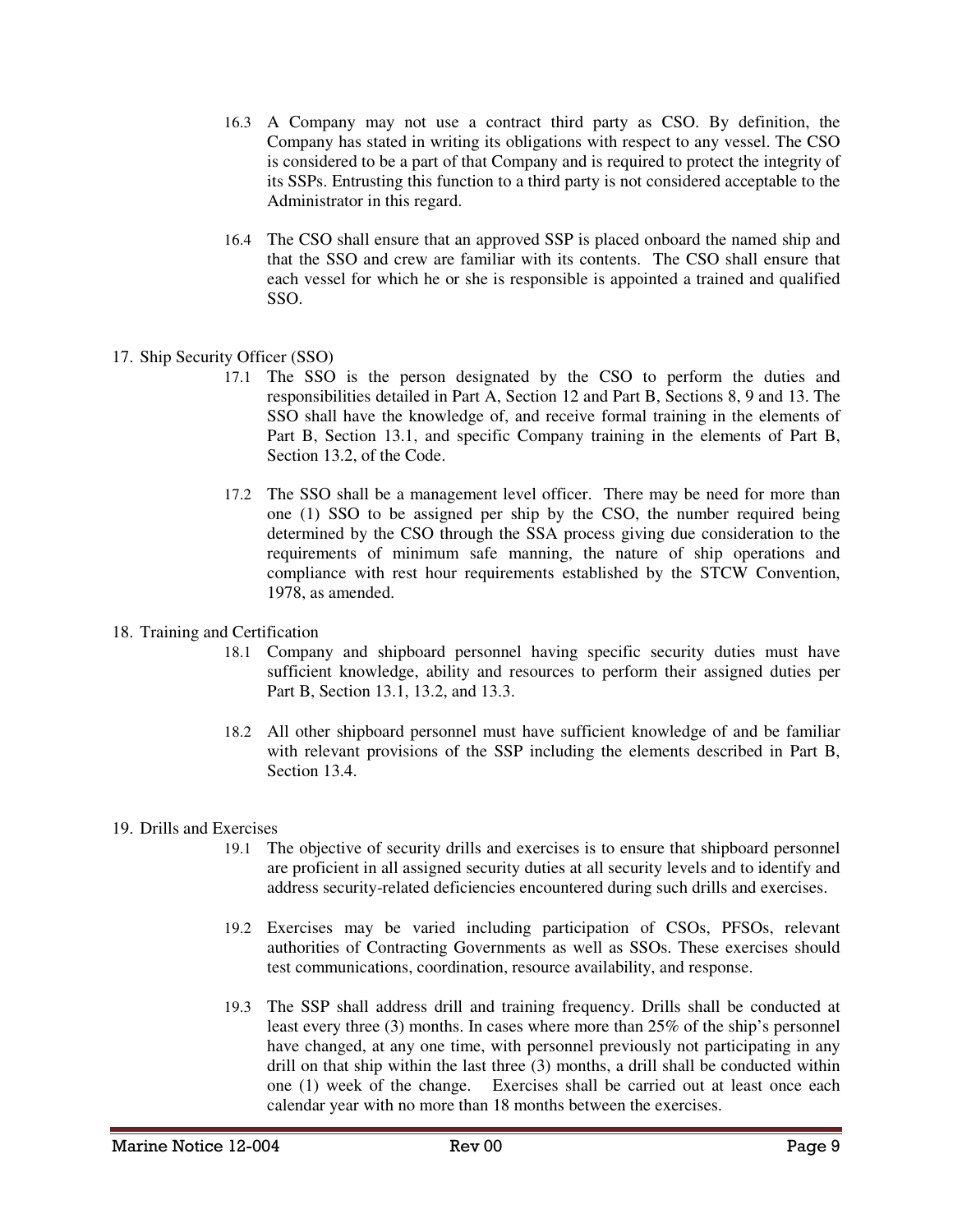16.3 A Company may not use a contract third party as CSO. By definition, the Company has stated in writing its obligations with respect to any vessel. The CSO is considered to be a part of that Company and is required to protect the integrity of its SSPs. Entrusting this function to a third party is not considered acceptable to the Administrator in this regard.

16.4 The CSO shall ensure that an approved SSP is placed onboard the named ship and that the SSO and crew are familiar with its contents. The CSO shall ensure that each vessel for which he or she is responsible is appointed a trained and qualified SSO.

17. Ship Security Officer (SSO)

17.1 The SSO is the person designated by the CSO to perform the duties and responsibilities detailed in Part A, Section 12 and Part B, Sections 8, 9 and 13. The SSO shall have the knowledge of, and receive formal training in the elements of Part B, Section 13.1, and specific Company training in the elements of Part B, Section 13.2, of the Code.

17.2 The SSO shall be a management level officer. There may be need for more than one (1) SSO to be assigned per ship by the CSO, the number required being determined by the CSO through the SSA process giving due consideration to the requirements of minimum safe manning, the nature of ship operations and compliance with rest hour requirements established by the STCW Convention, 1978, as amended.

18. Training and Certification

18.1 Company and shipboard personnel having specific security duties must have sufficient knowledge, ability and resources to perform their assigned duties per Part B, Section 13.1, 13.2, and 13.3.

18.2 All other shipboard personnel must have sufficient knowledge of and be familiar with relevant provisions of the SSP including the elements described in Part B, Section 13.4.

19. Drills and Exercises

19.1 The objective of security drills and exercises is to ensure that shipboard personnel are proficient in all assigned security duties at all security levels and to identify and address security-related deficiencies encountered during such drills and exercises.

19.2 Exercises may be varied including participation of CSOs, PFSOs, relevant authorities of Contracting Governments as well as SSOs. These exercises should test communications, coordination, resource availability, and response.

19.3 The SSP shall address drill and training frequency. Drills shall be conducted at least every three (3) months. In cases where more than 25% of the ship's personnel have changed, at any one time, with personnel previously not participating in any drill on that ship within the last three (3) months, a drill shall be conducted within one (1) week of the change. Exercises shall be carried out at least once each calendar year with no more than 18 months between the exercises.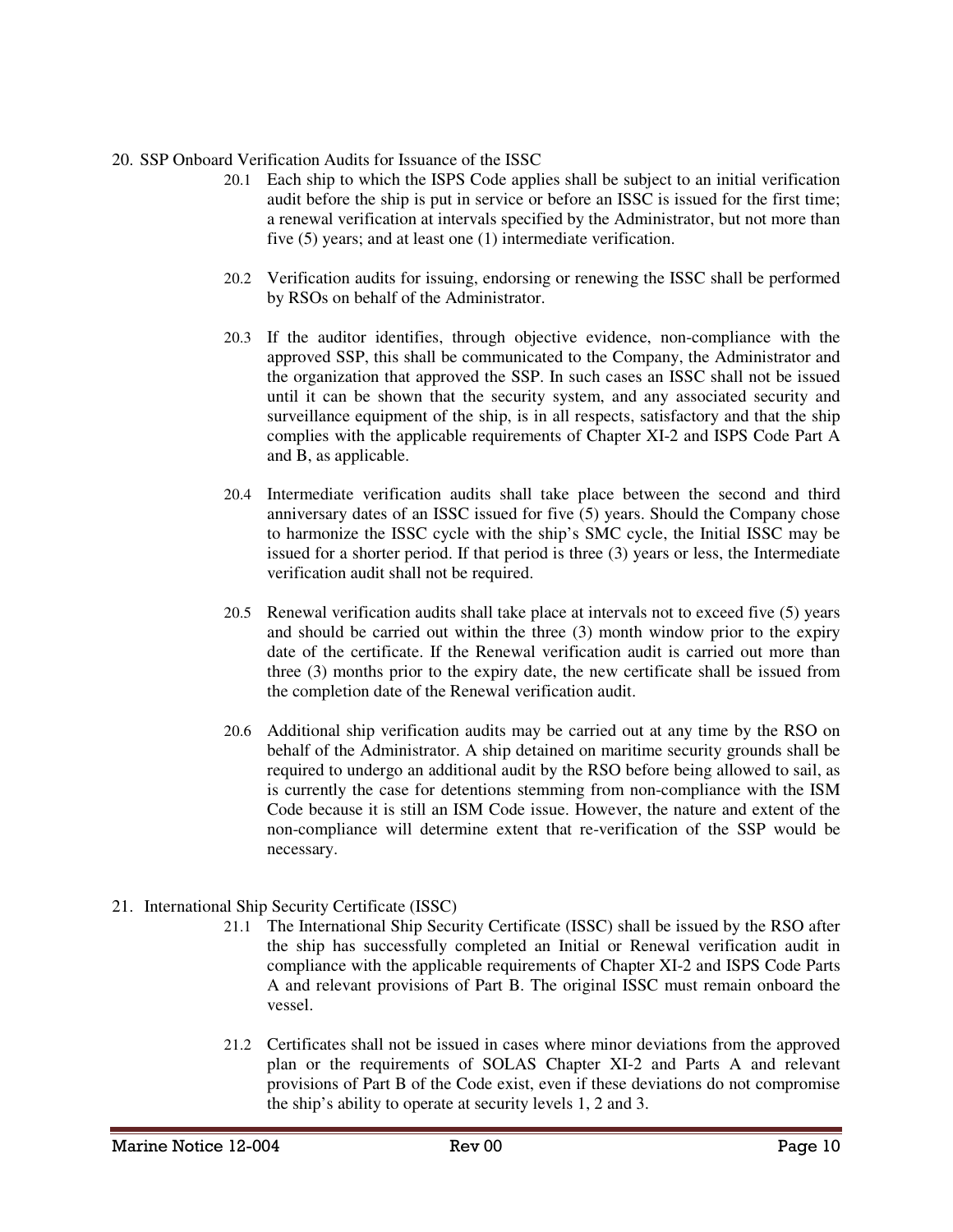## 20. SSP Onboard Verification Audits for Issuance of the ISSC

20.1 Each ship to which the ISPS Code applies shall be subject to an initial verification audit before the ship is put in service or before an ISSC is issued for the first time; a renewal verification at intervals specified by the Administrator, but not more than five (5) years; and at least one (1) intermediate verification.

20.2 Verification audits for issuing, endorsing or renewing the ISSC shall be performed by RSOs on behalf of the Administrator.

20.3 If the auditor identifies, through objective evidence, non-compliance with the approved SSP, this shall be communicated to the Company, the Administrator and the organization that approved the SSP. In such cases an ISSC shall not be issued until it can be shown that the security system, and any associated security and surveillance equipment of the ship, is in all respects, satisfactory and that the ship complies with the applicable requirements of Chapter XI-2 and ISPS Code Part A and B, as applicable.

20.4 Intermediate verification audits shall take place between the second and third anniversary dates of an ISSC issued for five (5) years. Should the Company chose to harmonize the ISSC cycle with the ship's SMC cycle, the Initial ISSC may be issued for a shorter period. If that period is three (3) years or less, the Intermediate verification audit shall not be required.

20.5 Renewal verification audits shall take place at intervals not to exceed five (5) years and should be carried out within the three (3) month window prior to the expiry date of the certificate. If the Renewal verification audit is carried out more than three (3) months prior to the expiry date, the new certificate shall be issued from the completion date of the Renewal verification audit.

20.6 Additional ship verification audits may be carried out at any time by the RSO on behalf of the Administrator. A ship detained on maritime security grounds shall be required to undergo an additional audit by the RSO before being allowed to sail, as is currently the case for detentions stemming from non-compliance with the ISM Code because it is still an ISM Code issue. However, the nature and extent of the non-compliance will determine extent that re-verification of the SSP would be necessary.

## 21. International Ship Security Certificate (ISSC)

21.1 The International Ship Security Certificate (ISSC) shall be issued by the RSO after the ship has successfully completed an Initial or Renewal verification audit in compliance with the applicable requirements of Chapter XI-2 and ISPS Code Parts A and relevant provisions of Part B. The original ISSC must remain onboard the vessel.

21.2 Certificates shall not be issued in cases where minor deviations from the approved plan or the requirements of SOLAS Chapter XI-2 and Parts A and relevant provisions of Part B of the Code exist, even if these deviations do not compromise the ship's ability to operate at security levels 1, 2 and 3.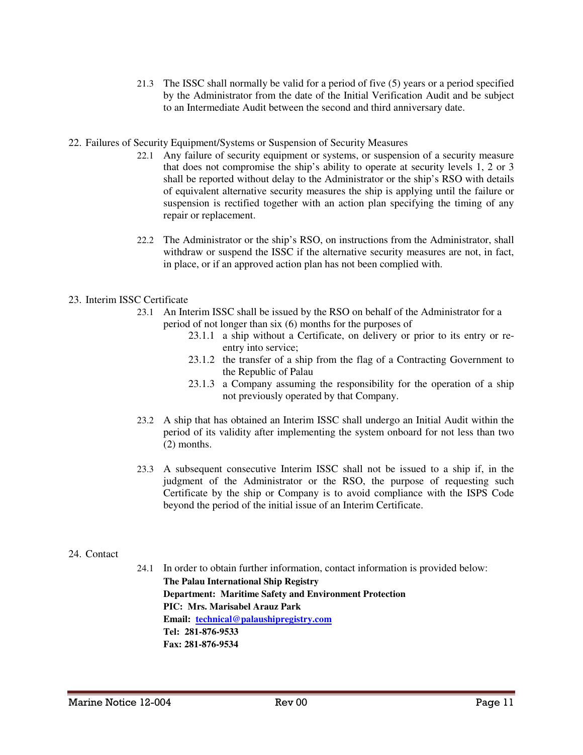21.3 The ISSC shall normally be valid for a period of five (5) years or a period specified by the Administrator from the date of the Initial Verification Audit and be subject to an Intermediate Audit between the second and third anniversary date.

## 22. Failures of Security Equipment/Systems or Suspension of Security Measures

22.1 Any failure of security equipment or systems, or suspension of a security measure that does not compromise the ship's ability to operate at security levels 1, 2 or 3 shall be reported without delay to the Administrator or the ship's RSO with details of equivalent alternative security measures the ship is applying until the failure or suspension is rectified together with an action plan specifying the timing of any repair or replacement.

22.2 The Administrator or the ship's RSO, on instructions from the Administrator, shall withdraw or suspend the ISSC if the alternative security measures are not, in fact, in place, or if an approved action plan has not been complied with.

## 23. Interim ISSC Certificate

23.1 An Interim ISSC shall be issued by the RSO on behalf of the Administrator for a period of not longer than six (6) months for the purposes of

- 23.1.1 a ship without a Certificate, on delivery or prior to its entry or re-entry into service;
- 23.1.2 the transfer of a ship from the flag of a Contracting Government to the Republic of Palau
- 23.1.3 a Company assuming the responsibility for the operation of a ship not previously operated by that Company.

23.2 A ship that has obtained an Interim ISSC shall undergo an Initial Audit within the period of its validity after implementing the system onboard for not less than two (2) months.

23.3 A subsequent consecutive Interim ISSC shall not be issued to a ship if, in the judgment of the Administrator or the RSO, the purpose of requesting such Certificate by the ship or Company is to avoid compliance with the ISPS Code beyond the period of the initial issue of an Interim Certificate.

## 24. Contact

24.1 In order to obtain further information, contact information is provided below:

**The Palau International Ship Registry**
**Department: Maritime Safety and Environment Protection**
**PIC: Mrs. Marisabel Arauz Park**
**Email: technical@palaushipregistry.com**
**Tel: 281-876-9533**
**Fax: 281-876-9534**